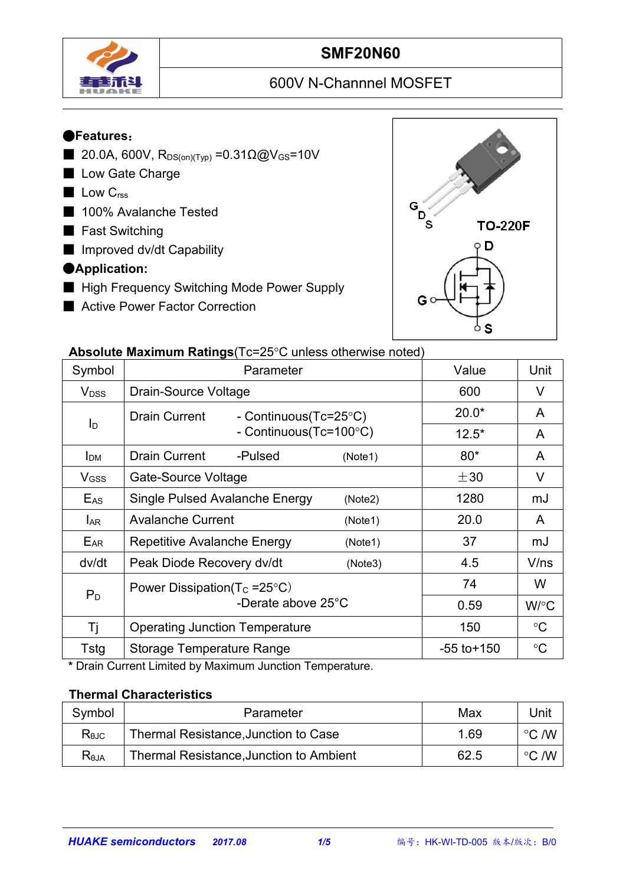# SMF20N60

## 600V N-Channel MOSFET

### ●Features：

- 20.0A, 600V, $R_{DS(on)(Typ)}$ =0.31Ω@$V_{GS}$=10V
- Low Gate Charge
- Low $C_{rss}$
- 100% Avalanche Tested
- Fast Switching
- Improved dv/dt Capability

### ●Application:

- High Frequency Switching Mode Power Supply
- Active Power Factor Correction

G D S

TO-220F

D

G

S

**Absolute Maximum Ratings**(Tc=25°C unless otherwise noted)

| Symbol | Parameter | Value | Unit |
|---|---|---|---|
| $V_{DSS}$ | Drain-Source Voltage | 600 | V |
| $I_D$ | Drain Current - Continuous(Tc=25°C) | 20.0* | A |
| | - Continuous(Tc=100°C) | 12.5* | A |
| $I_{DM}$ | Drain Current -Pulsed (Note1) | 80* | A |
| $V_{GSS}$ | Gate-Source Voltage | ±30 | V |
| $E_{AS}$ | Single Pulsed Avalanche Energy (Note2) | 1280 | mJ |
| $I_{AR}$ | Avalanche Current (Note1) | 20.0 | A |
| $E_{AR}$ | Repetitive Avalanche Energy (Note1) | 37 | mJ |
| dv/dt | Peak Diode Recovery dv/dt (Note3) | 4.5 | V/ns |
| $P_D$ | Power Dissipation($T_C$ =25°C) | 74 | W |
| | -Derate above 25°C | 0.59 | W/°C |
| Tj | Operating Junction Temperature | 150 | °C |
| Tstg | Storage Temperature Range | -55 to+150 | °C |

\* Drain Current Limited by Maximum Junction Temperature.

**Thermal Characteristics**

| Symbol | Parameter | Max | Unit |
|---|---|---|---|
| $R_{\theta JC}$ | Thermal Resistance,Junction to Case | 1.69 | °C /W |
| $R_{\theta JA}$ | Thermal Resistance,Junction to Ambient | 62.5 | °C /W |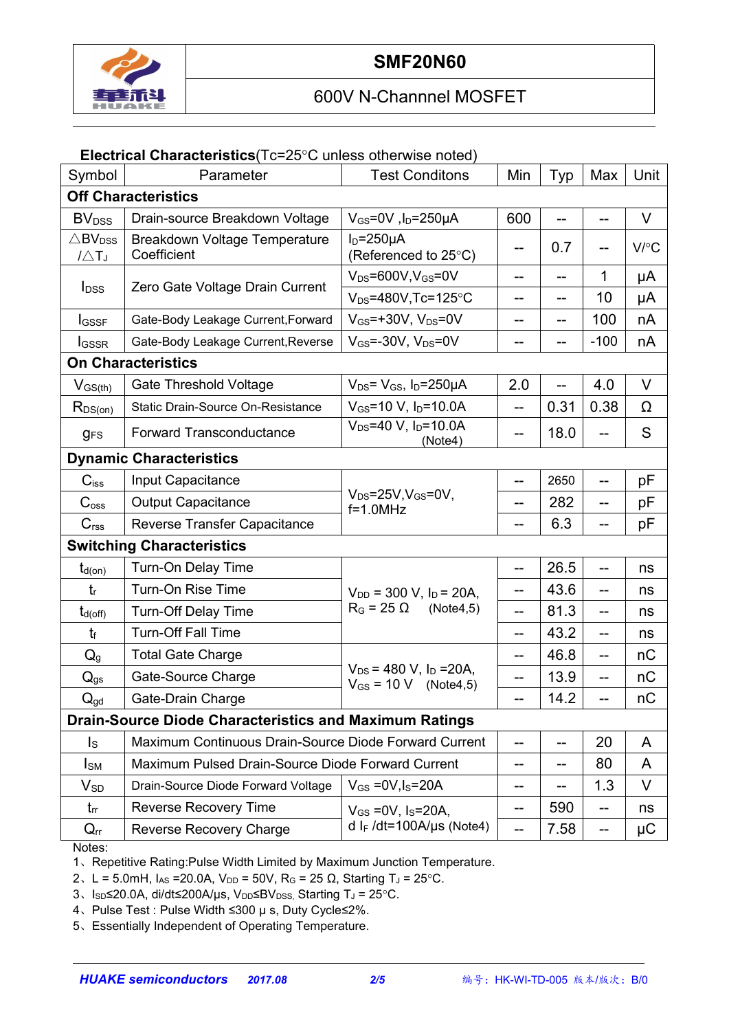# SMF20N60

## 600V N-Channnel MOSFET

**Electrical Characteristics**(Tc=25°C unless otherwise noted)

| Symbol | Parameter | Test Conditons | Min | Typ | Max | Unit |
|---|---|---|---|---|---|---|
| **Off Characteristics** | | | | | | |
| $BV_{DSS}$ | Drain-source Breakdown Voltage | $V_{GS}$=0V ,$I_D$=250μA | 600 | -- | -- | V |
| $\triangle BV_{DSS} / \triangle T_J$ | Breakdown Voltage Temperature Coefficient | $I_D$=250μA (Referenced to 25°C) | -- | 0.7 | -- | V/°C |
| $I_{DSS}$ | Zero Gate Voltage Drain Current | $V_{DS}$=600V,$V_{GS}$=0V | -- | -- | 1 | μA |
| | | $V_{DS}$=480V,Tc=125°C | -- | -- | 10 | μA |
| $I_{GSSF}$ | Gate-Body Leakage Current,Forward | $V_{GS}$=+30V, $V_{DS}$=0V | -- | -- | 100 | nA |
| $I_{GSSR}$ | Gate-Body Leakage Current,Reverse | $V_{GS}$=-30V, $V_{DS}$=0V | -- | -- | -100 | nA |
| **On Characteristics** | | | | | | |
| $V_{GS(th)}$ | Gate Threshold Voltage | $V_{DS}$= $V_{GS}$, $I_D$=250μA | 2.0 | -- | 4.0 | V |
| $R_{DS(on)}$ | Static Drain-Source On-Resistance | $V_{GS}$=10 V, $I_D$=10.0A | -- | 0.31 | 0.38 | Ω |
| $g_{FS}$ | Forward Transconductance | $V_{DS}$=40 V, $I_D$=10.0A (Note4) | -- | 18.0 | -- | S |
| **Dynamic Characteristics** | | | | | | |
| $C_{iss}$ | Input Capacitance | $V_{DS}$=25V,$V_{GS}$=0V, f=1.0MHz | -- | 2650 | -- | pF |
| $C_{oss}$ | Output Capacitance | | -- | 282 | -- | pF |
| $C_{rss}$ | Reverse Transfer Capacitance | | -- | 6.3 | -- | pF |
| **Switching Characteristics** | | | | | | |
| $t_{d(on)}$ | Turn-On Delay Time | $V_{DD}$ = 300 V, $I_D$ = 20A, $R_G$ = 25 Ω (Note4,5) | -- | 26.5 | -- | ns |
| $t_r$ | Turn-On Rise Time | | -- | 43.6 | -- | ns |
| $t_{d(off)}$ | Turn-Off Delay Time | | -- | 81.3 | -- | ns |
| $t_f$ | Turn-Off Fall Time | | -- | 43.2 | -- | ns |
| $Q_g$ | Total Gate Charge | $V_{DS}$ = 480 V, $I_D$ =20A, $V_{GS}$ = 10 V (Note4,5) | -- | 46.8 | -- | nC |
| $Q_{gs}$ | Gate-Source Charge | | -- | 13.9 | -- | nC |
| $Q_{gd}$ | Gate-Drain Charge | | -- | 14.2 | -- | nC |
| **Drain-Source Diode Characteristics and Maximum Ratings** | | | | | | |
| $I_S$ | Maximum Continuous Drain-Source Diode Forward Current | | -- | -- | 20 | A |
| $I_{SM}$ | Maximum Pulsed Drain-Source Diode Forward Current | | -- | -- | 80 | A |
| $V_{SD}$ | Drain-Source Diode Forward Voltage | $V_{GS}$ =0V,$I_S$=20A | -- | -- | 1.3 | V |
| $t_{rr}$ | Reverse Recovery Time | $V_{GS}$ =0V, $I_S$=20A, d $I_F$ /dt=100A/μs (Note4) | -- | 590 | -- | ns |
| $Q_{rr}$ | Reverse Recovery Charge | | -- | 7.58 | -- | μC |

Notes:

1、Repetitive Rating:Pulse Width Limited by Maximum Junction Temperature.

2、L = 5.0mH, $I_{AS}$ =20.0A, $V_{DD}$ = 50V, $R_G$ = 25 Ω, Starting $T_J$ = 25°C.

3、$I_{SD}$≤20.0A, di/dt≤200A/μs, $V_{DD}$≤$BV_{DSS}$, Starting $T_J$ = 25°C.

4、Pulse Test : Pulse Width ≤300 μ s, Duty Cycle≤2%.

5、Essentially Independent of Operating Temperature.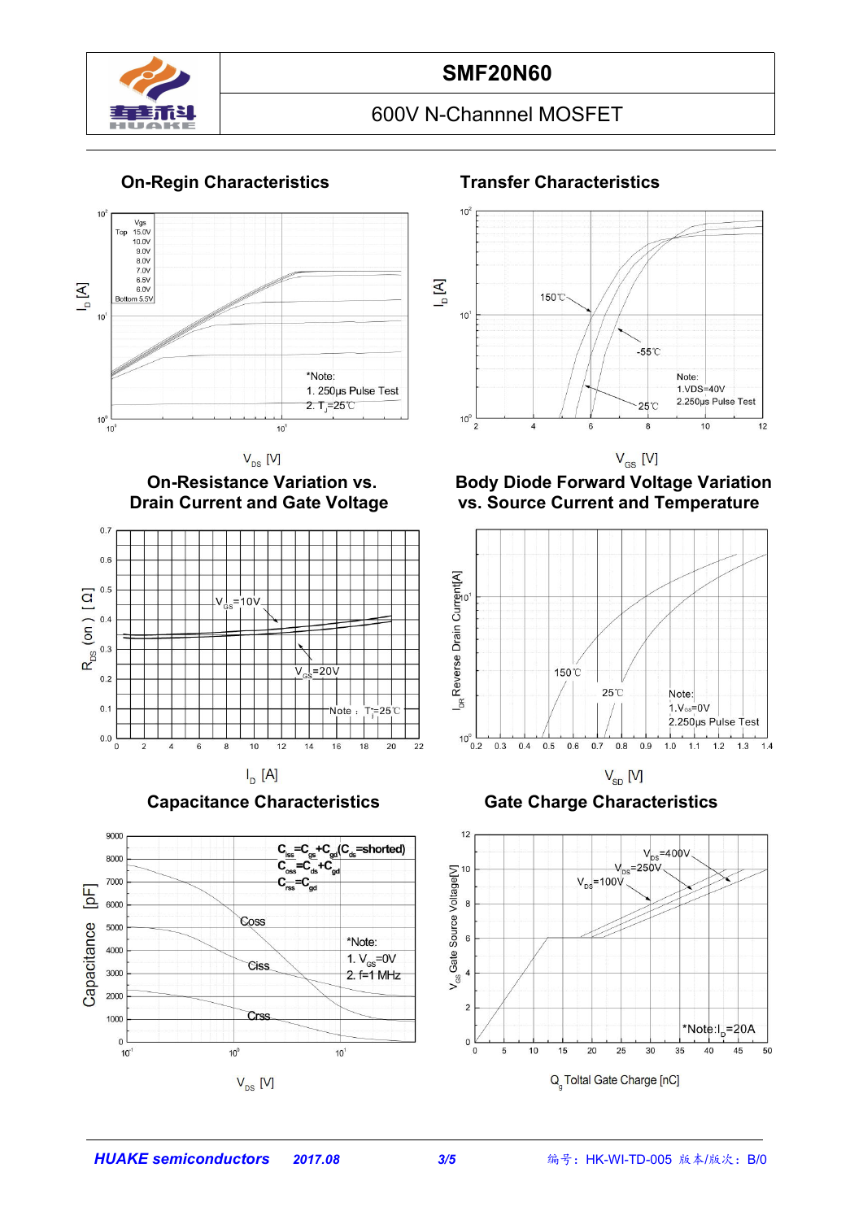# SMF20N60

600V N-Channnel MOSFET

## On-Regin Characteristics

Vgs
Top 15.0V
10.0V
9.0V
8.0V
7.0V
6.5V
6.0V
Bottom 5.5V

*Note:
1. 250μs Pulse Test
2. $T_J$=25℃

$I_D$ [A] vs. $V_{DS}$ [V]

## Transfer Characteristics

150℃
-55℃
25℃

Note:
1.VDS=40V
2.250μs Pulse Test

$I_D$ [A] vs. $V_{GS}$ [V]

## On-Resistance Variation vs. Drain Current and Gate Voltage

$V_{GS}$=10V
$V_{GS}$=20V
Note : $T_J$=25℃

$R_{DS}$ (on) [ Ω] vs. $I_D$ [A]

## Body Diode Forward Voltage Variation vs. Source Current and Temperature

150℃
25℃

Note:
1.$V_{GS}$=0V
2.250μs Pulse Test

$I_{DR}$ Reverse Drain Current[A] vs. $V_{SD}$ [V]

## Capacitance Characteristics

$C_{iss}=C_{gs}+C_{gd}$ ($C_{ds}$=shorted)
$C_{oss}=C_{ds}+C_{gd}$
$C_{rss}=C_{gd}$

Coss
Ciss
Crss

*Note:
1. $V_{GS}$=0V
2. f=1 MHz

Capacitance [pF] vs. $V_{DS}$ [V]

## Gate Charge Characteristics

$V_{DS}$=400V
$V_{DS}$=250V
$V_{DS}$=100V

*Note:$I_D$=20A

$V_{GS}$ Gate Source Voltage[V] vs. $Q_g$ Toltal Gate Charge [nC]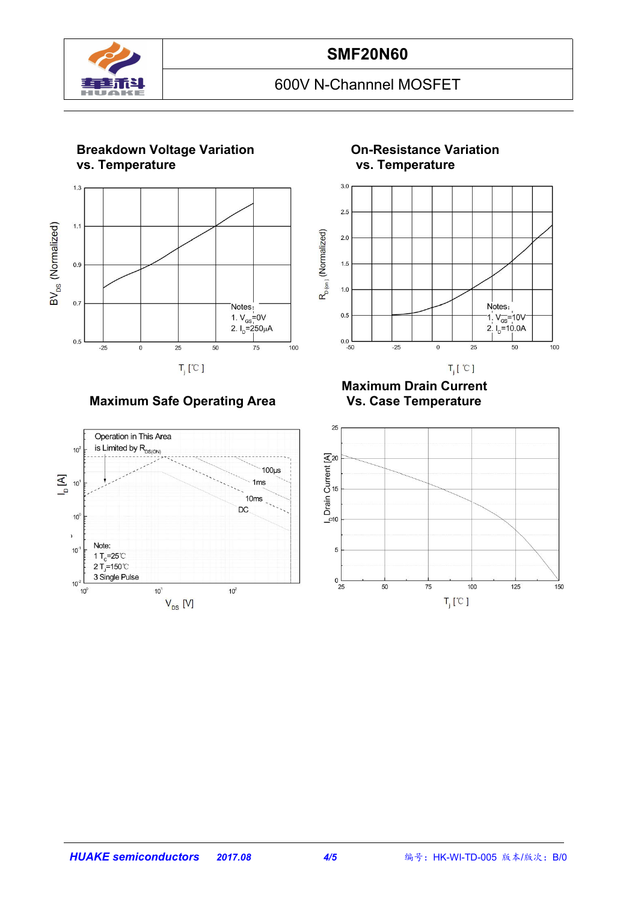## Breakdown Voltage Variation vs. Temperature

$BV_{DS}$ (Normalized)

Notes:
1. $V_{GS}$=0V
2. $I_D$=250μA

$T_j$ [℃]

## On-Resistance Variation vs. Temperature

$R_{D(on)}$ (Normalized)

Notes:
1. $V_{GS}$=10V
2. $I_D$=10.0A

$T_j$ [℃]

## Maximum Safe Operating Area

Operation in This Area is Limited by $R_{DS(ON)}$

100μs
1ms
10ms
DC

Note:
1 $T_c$=25℃
2 $T_J$=150℃
3 Single Pulse

$I_D$ [A]

$V_{DS}$ [V]

## Maximum Drain Current Vs. Case Temperature

$I_D$ Drain Current [A]

$T_j$ [℃]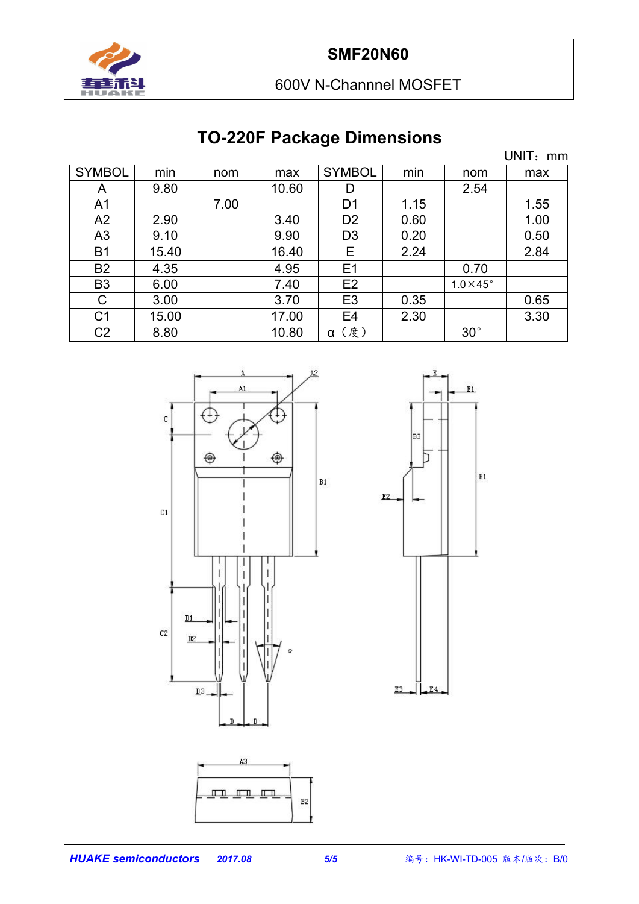# TO-220F Package Dimensions

UNIT：mm

| SYMBOL | min | nom | max | SYMBOL | min | nom | max |
|---|---|---|---|---|---|---|---|
| A | 9.80 | | 10.60 | D | | 2.54 | |
| A1 | | 7.00 | | D1 | 1.15 | | 1.55 |
| A2 | 2.90 | | 3.40 | D2 | 0.60 | | 1.00 |
| A3 | 9.10 | | 9.90 | D3 | 0.20 | | 0.50 |
| B1 | 15.40 | | 16.40 | E | 2.24 | | 2.84 |
| B2 | 4.35 | | 4.95 | E1 | | 0.70 | |
| B3 | 6.00 | | 7.40 | E2 | | 1.0×45° | |
| C | 3.00 | | 3.70 | E3 | 0.35 | | 0.65 |
| C1 | 15.00 | | 17.00 | E4 | 2.30 | | 3.30 |
| C2 | 8.80 | | 10.80 | α（度） | | 30° | |

A
A1
A2
C
C1
C2
D1
D2
D3
D
D
α
B1
E
E1
B3
E2
B1
E3
E4
A3
B2